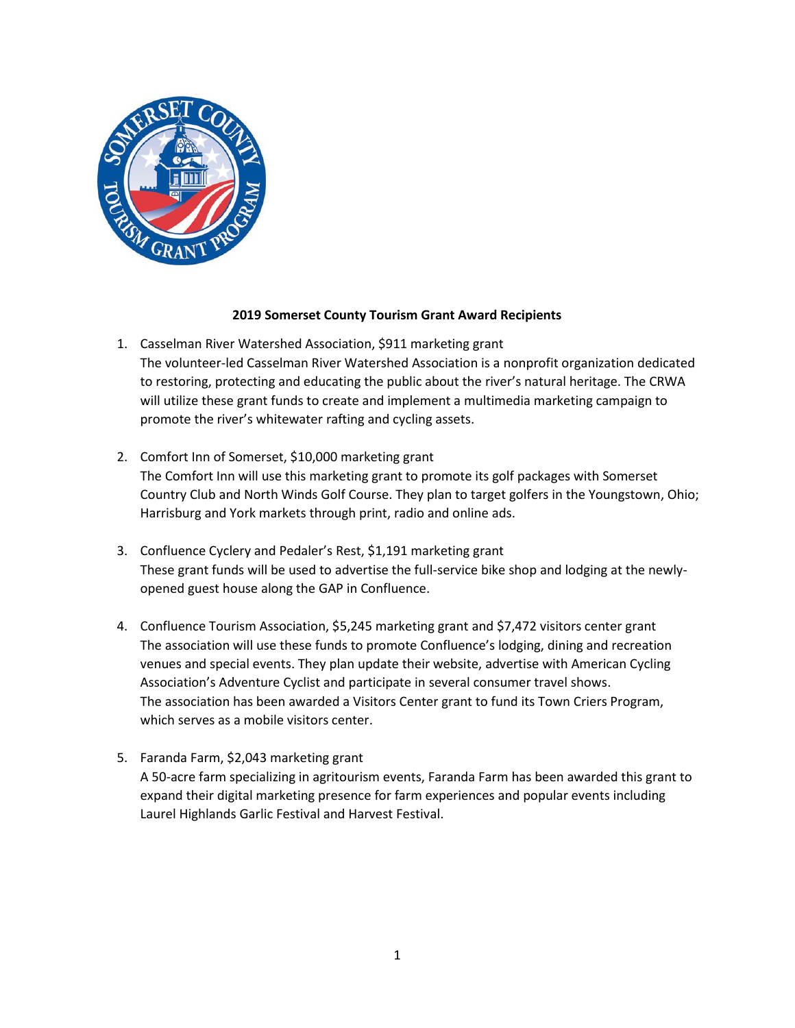**2019 Somerset County Tourism Grant Award Recipients**

1. Casselman River Watershed Association, $911 marketing grant
   The volunteer-led Casselman River Watershed Association is a nonprofit organization dedicated to restoring, protecting and educating the public about the river's natural heritage. The CRWA will utilize these grant funds to create and implement a multimedia marketing campaign to promote the river's whitewater rafting and cycling assets.

2. Comfort Inn of Somerset, $10,000 marketing grant
   The Comfort Inn will use this marketing grant to promote its golf packages with Somerset Country Club and North Winds Golf Course. They plan to target golfers in the Youngstown, Ohio; Harrisburg and York markets through print, radio and online ads.

3. Confluence Cyclery and Pedaler's Rest, $1,191 marketing grant
   These grant funds will be used to advertise the full-service bike shop and lodging at the newly-opened guest house along the GAP in Confluence.

4. Confluence Tourism Association, $5,245 marketing grant and $7,472 visitors center grant
   The association will use these funds to promote Confluence's lodging, dining and recreation venues and special events. They plan update their website, advertise with American Cycling Association's Adventure Cyclist and participate in several consumer travel shows.
   The association has been awarded a Visitors Center grant to fund its Town Criers Program, which serves as a mobile visitors center.

5. Faranda Farm, $2,043 marketing grant
   A 50-acre farm specializing in agritourism events, Faranda Farm has been awarded this grant to expand their digital marketing presence for farm experiences and popular events including Laurel Highlands Garlic Festival and Harvest Festival.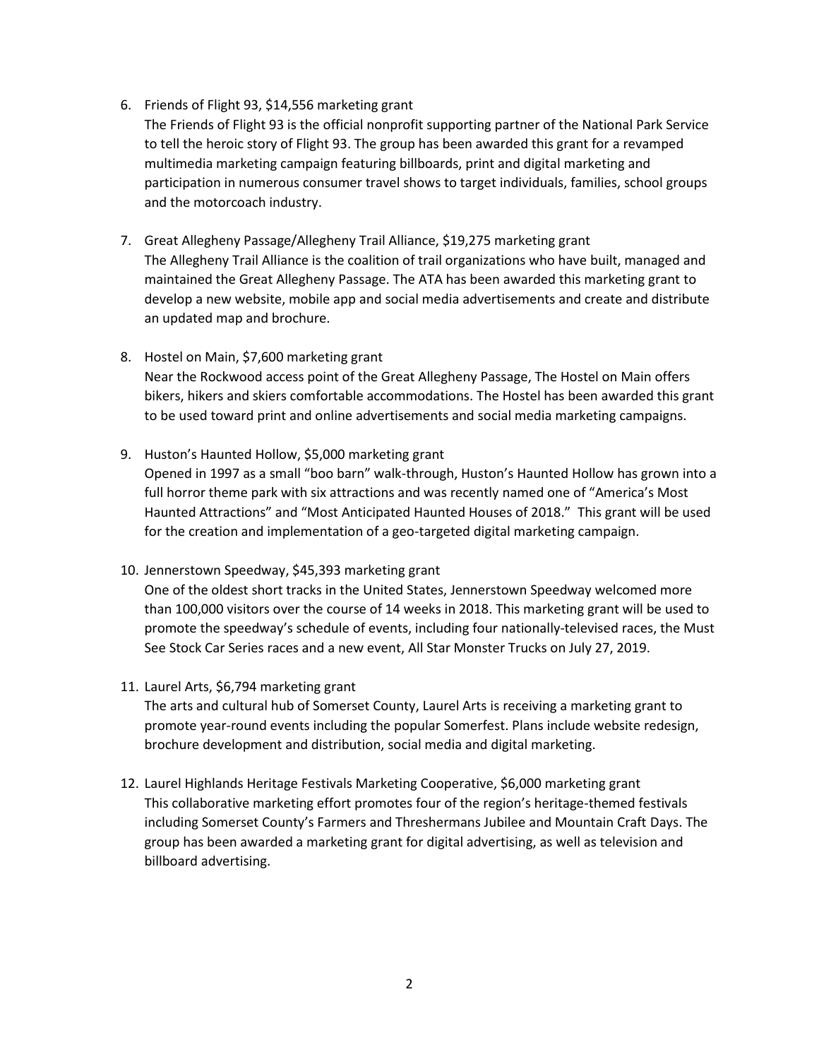6. Friends of Flight 93, $14,556 marketing grant
   The Friends of Flight 93 is the official nonprofit supporting partner of the National Park Service to tell the heroic story of Flight 93. The group has been awarded this grant for a revamped multimedia marketing campaign featuring billboards, print and digital marketing and participation in numerous consumer travel shows to target individuals, families, school groups and the motorcoach industry.

7. Great Allegheny Passage/Allegheny Trail Alliance, $19,275 marketing grant
   The Allegheny Trail Alliance is the coalition of trail organizations who have built, managed and maintained the Great Allegheny Passage. The ATA has been awarded this marketing grant to develop a new website, mobile app and social media advertisements and create and distribute an updated map and brochure.

8. Hostel on Main, $7,600 marketing grant
   Near the Rockwood access point of the Great Allegheny Passage, The Hostel on Main offers bikers, hikers and skiers comfortable accommodations. The Hostel has been awarded this grant to be used toward print and online advertisements and social media marketing campaigns.

9. Huston's Haunted Hollow, $5,000 marketing grant
   Opened in 1997 as a small "boo barn" walk-through, Huston's Haunted Hollow has grown into a full horror theme park with six attractions and was recently named one of "America's Most Haunted Attractions" and "Most Anticipated Haunted Houses of 2018." This grant will be used for the creation and implementation of a geo-targeted digital marketing campaign.

10. Jennerstown Speedway, $45,393 marketing grant
    One of the oldest short tracks in the United States, Jennerstown Speedway welcomed more than 100,000 visitors over the course of 14 weeks in 2018. This marketing grant will be used to promote the speedway's schedule of events, including four nationally-televised races, the Must See Stock Car Series races and a new event, All Star Monster Trucks on July 27, 2019.

11. Laurel Arts, $6,794 marketing grant
    The arts and cultural hub of Somerset County, Laurel Arts is receiving a marketing grant to promote year-round events including the popular Somerfest. Plans include website redesign, brochure development and distribution, social media and digital marketing.

12. Laurel Highlands Heritage Festivals Marketing Cooperative, $6,000 marketing grant
    This collaborative marketing effort promotes four of the region's heritage-themed festivals including Somerset County's Farmers and Threshermans Jubilee and Mountain Craft Days. The group has been awarded a marketing grant for digital advertising, as well as television and billboard advertising.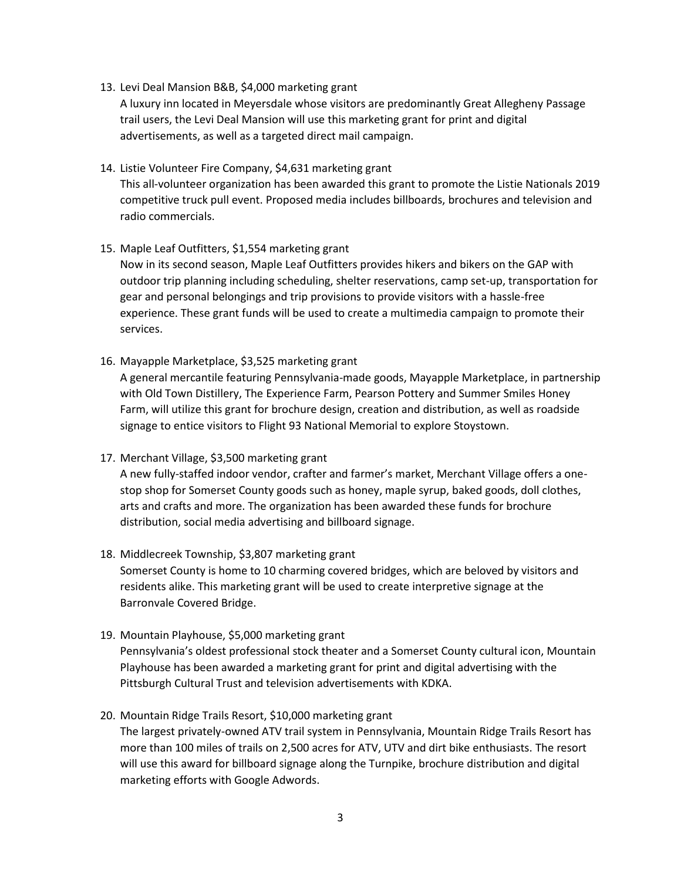13. Levi Deal Mansion B&B, $4,000 marketing grant
    A luxury inn located in Meyersdale whose visitors are predominantly Great Allegheny Passage trail users, the Levi Deal Mansion will use this marketing grant for print and digital advertisements, as well as a targeted direct mail campaign.

14. Listie Volunteer Fire Company, $4,631 marketing grant
    This all-volunteer organization has been awarded this grant to promote the Listie Nationals 2019 competitive truck pull event. Proposed media includes billboards, brochures and television and radio commercials.

15. Maple Leaf Outfitters, $1,554 marketing grant
    Now in its second season, Maple Leaf Outfitters provides hikers and bikers on the GAP with outdoor trip planning including scheduling, shelter reservations, camp set-up, transportation for gear and personal belongings and trip provisions to provide visitors with a hassle-free experience. These grant funds will be used to create a multimedia campaign to promote their services.

16. Mayapple Marketplace, $3,525 marketing grant
    A general mercantile featuring Pennsylvania-made goods, Mayapple Marketplace, in partnership with Old Town Distillery, The Experience Farm, Pearson Pottery and Summer Smiles Honey Farm, will utilize this grant for brochure design, creation and distribution, as well as roadside signage to entice visitors to Flight 93 National Memorial to explore Stoystown.

17. Merchant Village, $3,500 marketing grant
    A new fully-staffed indoor vendor, crafter and farmer's market, Merchant Village offers a one-stop shop for Somerset County goods such as honey, maple syrup, baked goods, doll clothes, arts and crafts and more. The organization has been awarded these funds for brochure distribution, social media advertising and billboard signage.

18. Middlecreek Township, $3,807 marketing grant
    Somerset County is home to 10 charming covered bridges, which are beloved by visitors and residents alike. This marketing grant will be used to create interpretive signage at the Barronvale Covered Bridge.

19. Mountain Playhouse, $5,000 marketing grant
    Pennsylvania's oldest professional stock theater and a Somerset County cultural icon, Mountain Playhouse has been awarded a marketing grant for print and digital advertising with the Pittsburgh Cultural Trust and television advertisements with KDKA.

20. Mountain Ridge Trails Resort, $10,000 marketing grant
    The largest privately-owned ATV trail system in Pennsylvania, Mountain Ridge Trails Resort has more than 100 miles of trails on 2,500 acres for ATV, UTV and dirt bike enthusiasts. The resort will use this award for billboard signage along the Turnpike, brochure distribution and digital marketing efforts with Google Adwords.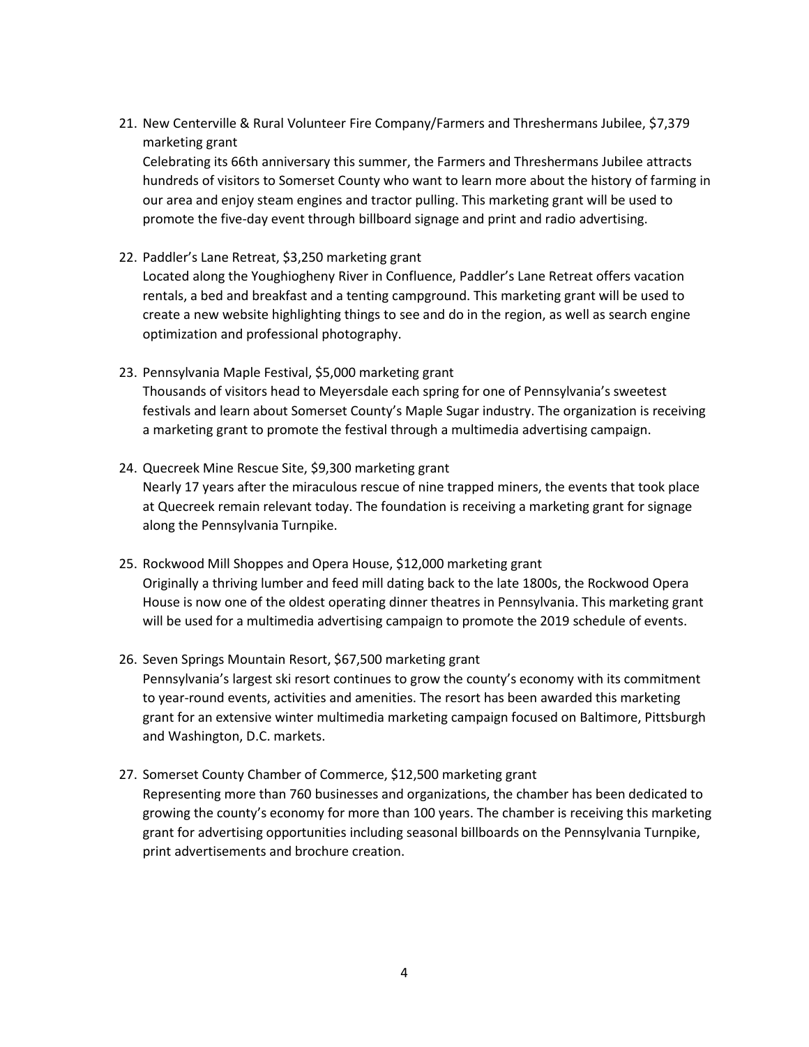21. New Centerville & Rural Volunteer Fire Company/Farmers and Threshermans Jubilee, $7,379 marketing grant
    Celebrating its 66th anniversary this summer, the Farmers and Threshermans Jubilee attracts hundreds of visitors to Somerset County who want to learn more about the history of farming in our area and enjoy steam engines and tractor pulling. This marketing grant will be used to promote the five-day event through billboard signage and print and radio advertising.

22. Paddler's Lane Retreat, $3,250 marketing grant
    Located along the Youghiogheny River in Confluence, Paddler's Lane Retreat offers vacation rentals, a bed and breakfast and a tenting campground. This marketing grant will be used to create a new website highlighting things to see and do in the region, as well as search engine optimization and professional photography.

23. Pennsylvania Maple Festival, $5,000 marketing grant
    Thousands of visitors head to Meyersdale each spring for one of Pennsylvania's sweetest festivals and learn about Somerset County's Maple Sugar industry. The organization is receiving a marketing grant to promote the festival through a multimedia advertising campaign.

24. Quecreek Mine Rescue Site, $9,300 marketing grant
    Nearly 17 years after the miraculous rescue of nine trapped miners, the events that took place at Quecreek remain relevant today. The foundation is receiving a marketing grant for signage along the Pennsylvania Turnpike.

25. Rockwood Mill Shoppes and Opera House, $12,000 marketing grant
    Originally a thriving lumber and feed mill dating back to the late 1800s, the Rockwood Opera House is now one of the oldest operating dinner theatres in Pennsylvania. This marketing grant will be used for a multimedia advertising campaign to promote the 2019 schedule of events.

26. Seven Springs Mountain Resort, $67,500 marketing grant
    Pennsylvania's largest ski resort continues to grow the county's economy with its commitment to year-round events, activities and amenities. The resort has been awarded this marketing grant for an extensive winter multimedia marketing campaign focused on Baltimore, Pittsburgh and Washington, D.C. markets.

27. Somerset County Chamber of Commerce, $12,500 marketing grant
    Representing more than 760 businesses and organizations, the chamber has been dedicated to growing the county's economy for more than 100 years. The chamber is receiving this marketing grant for advertising opportunities including seasonal billboards on the Pennsylvania Turnpike, print advertisements and brochure creation.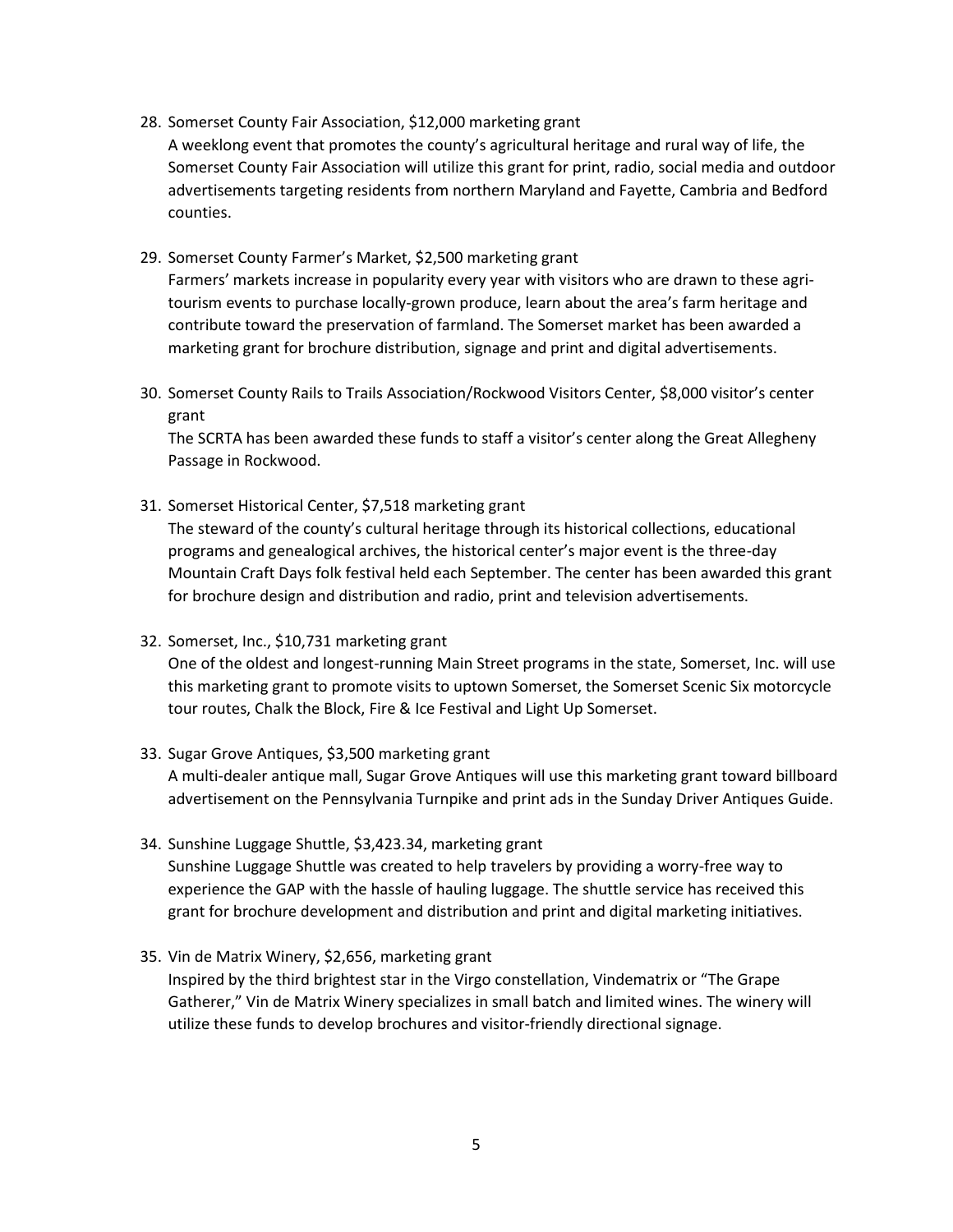28. Somerset County Fair Association, $12,000 marketing grant
    A weeklong event that promotes the county's agricultural heritage and rural way of life, the Somerset County Fair Association will utilize this grant for print, radio, social media and outdoor advertisements targeting residents from northern Maryland and Fayette, Cambria and Bedford counties.

29. Somerset County Farmer's Market, $2,500 marketing grant
    Farmers' markets increase in popularity every year with visitors who are drawn to these agri-tourism events to purchase locally-grown produce, learn about the area's farm heritage and contribute toward the preservation of farmland. The Somerset market has been awarded a marketing grant for brochure distribution, signage and print and digital advertisements.

30. Somerset County Rails to Trails Association/Rockwood Visitors Center, $8,000 visitor's center grant
    The SCRTA has been awarded these funds to staff a visitor's center along the Great Allegheny Passage in Rockwood.

31. Somerset Historical Center, $7,518 marketing grant
    The steward of the county's cultural heritage through its historical collections, educational programs and genealogical archives, the historical center's major event is the three-day Mountain Craft Days folk festival held each September. The center has been awarded this grant for brochure design and distribution and radio, print and television advertisements.

32. Somerset, Inc., $10,731 marketing grant
    One of the oldest and longest-running Main Street programs in the state, Somerset, Inc. will use this marketing grant to promote visits to uptown Somerset, the Somerset Scenic Six motorcycle tour routes, Chalk the Block, Fire & Ice Festival and Light Up Somerset.

33. Sugar Grove Antiques, $3,500 marketing grant
    A multi-dealer antique mall, Sugar Grove Antiques will use this marketing grant toward billboard advertisement on the Pennsylvania Turnpike and print ads in the Sunday Driver Antiques Guide.

34. Sunshine Luggage Shuttle, $3,423.34, marketing grant
    Sunshine Luggage Shuttle was created to help travelers by providing a worry-free way to experience the GAP with the hassle of hauling luggage. The shuttle service has received this grant for brochure development and distribution and print and digital marketing initiatives.

35. Vin de Matrix Winery, $2,656, marketing grant
    Inspired by the third brightest star in the Virgo constellation, Vindematrix or "The Grape Gatherer," Vin de Matrix Winery specializes in small batch and limited wines. The winery will utilize these funds to develop brochures and visitor-friendly directional signage.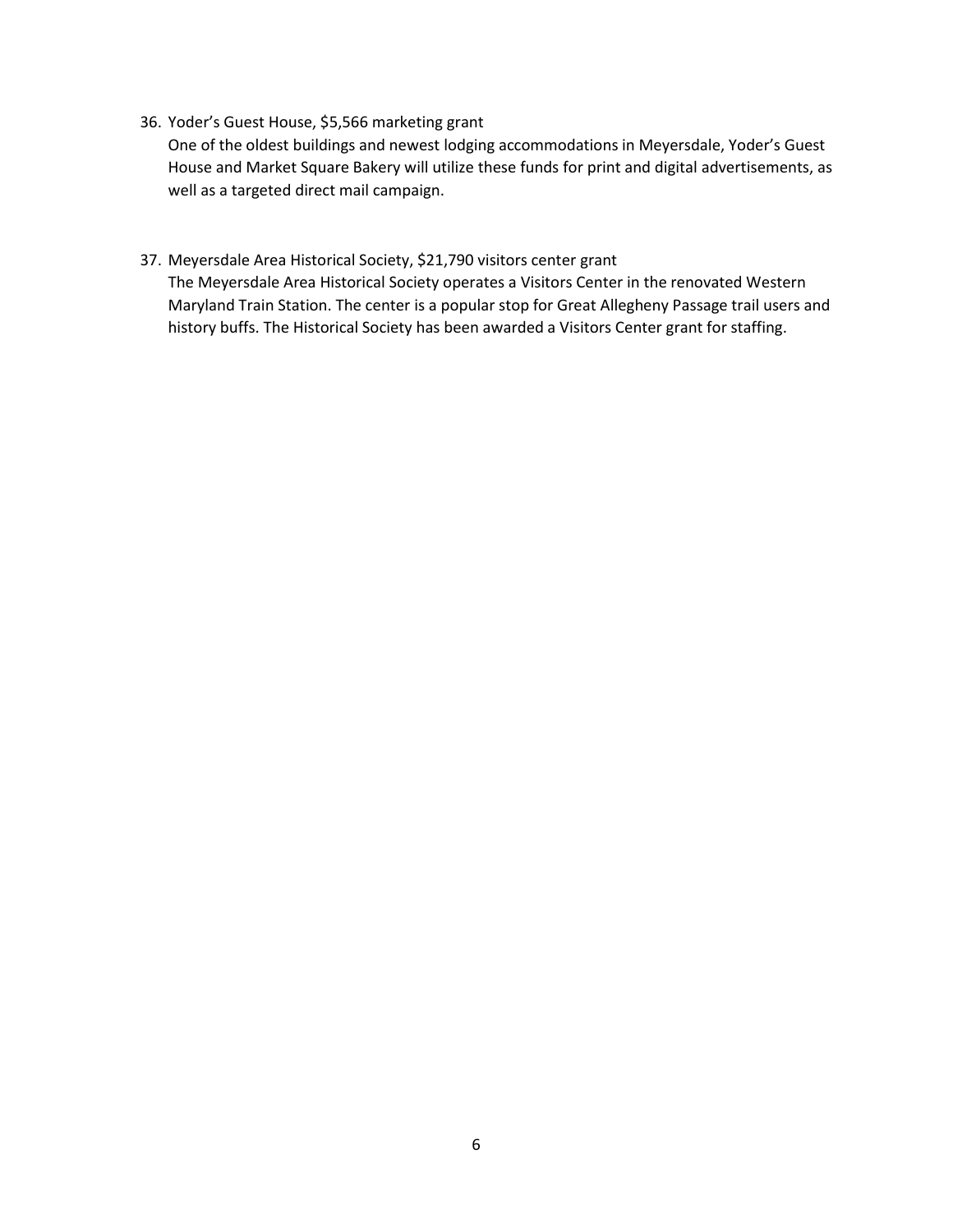36. Yoder's Guest House, $5,566 marketing grant

    One of the oldest buildings and newest lodging accommodations in Meyersdale, Yoder's Guest House and Market Square Bakery will utilize these funds for print and digital advertisements, as well as a targeted direct mail campaign.

37. Meyersdale Area Historical Society, $21,790 visitors center grant

    The Meyersdale Area Historical Society operates a Visitors Center in the renovated Western Maryland Train Station. The center is a popular stop for Great Allegheny Passage trail users and history buffs. The Historical Society has been awarded a Visitors Center grant for staffing.